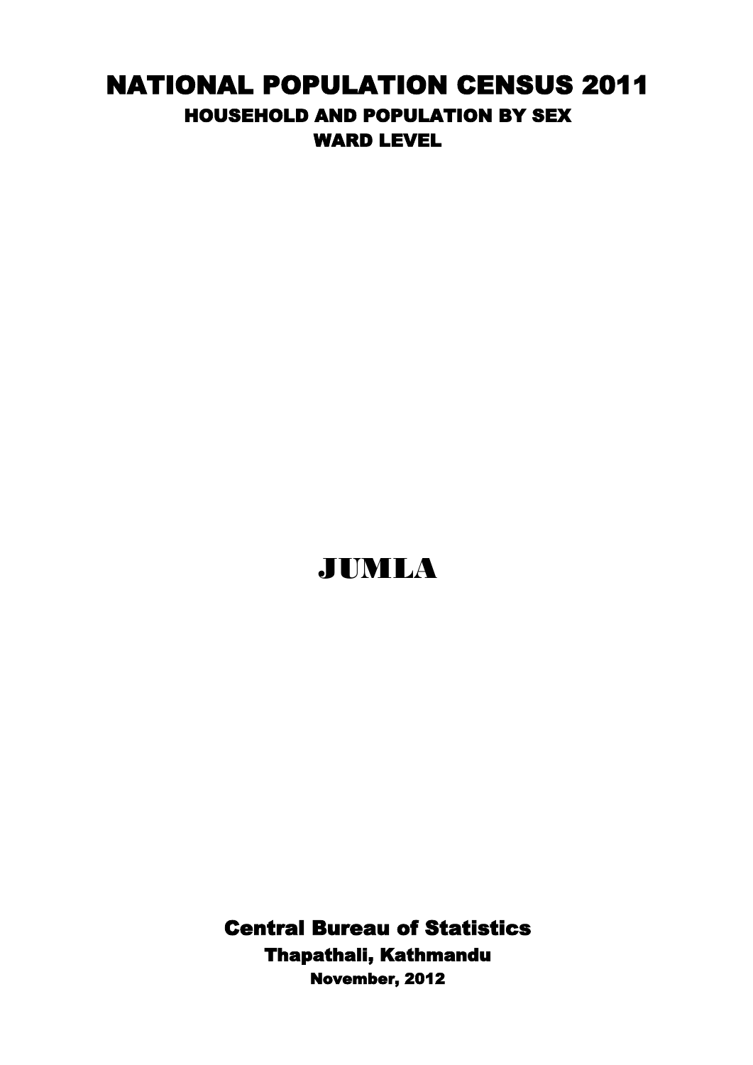# NATIONAL POPULATION CENSUS 2011

## HOUSEHOLD AND POPULATION BY SEX

### WARD LEVEL

# JUMLA

**Central Bureau of Statistics**

**Thapathali, Kathmandu**

**November, 2012**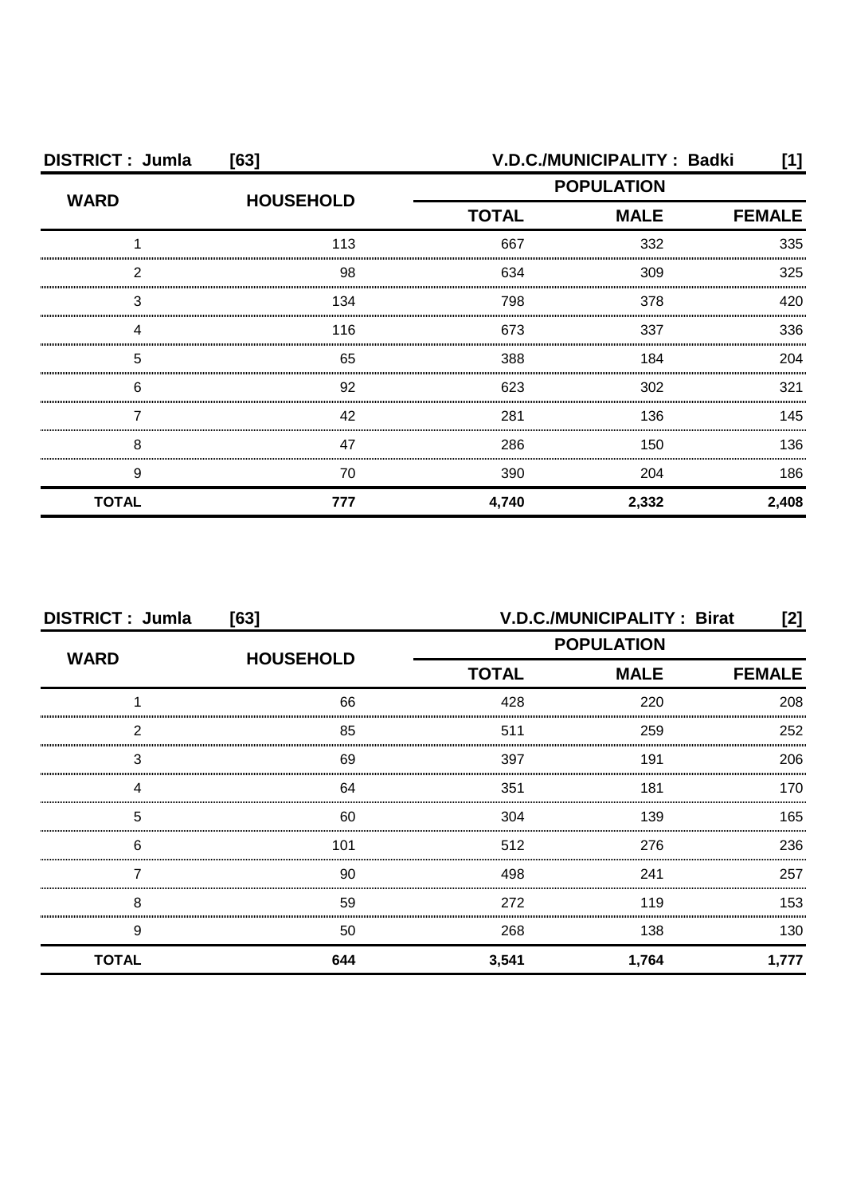**DISTRICT : Jumla [63]** **V.D.C./MUNICIPALITY : Badki [1]**

| WARD | HOUSEHOLD | POPULATION | | |
|---|---|---|---|---|
| | | TOTAL | MALE | FEMALE |
| 1 | 113 | 667 | 332 | 335 |
| 2 | 98 | 634 | 309 | 325 |
| 3 | 134 | 798 | 378 | 420 |
| 4 | 116 | 673 | 337 | 336 |
| 5 | 65 | 388 | 184 | 204 |
| 6 | 92 | 623 | 302 | 321 |
| 7 | 42 | 281 | 136 | 145 |
| 8 | 47 | 286 | 150 | 136 |
| 9 | 70 | 390 | 204 | 186 |
| **TOTAL** | **777** | **4,740** | **2,332** | **2,408** |

**DISTRICT : Jumla [63]** **V.D.C./MUNICIPALITY : Birat [2]**

| WARD | HOUSEHOLD | POPULATION | | |
|---|---|---|---|---|
| | | TOTAL | MALE | FEMALE |
| 1 | 66 | 428 | 220 | 208 |
| 2 | 85 | 511 | 259 | 252 |
| 3 | 69 | 397 | 191 | 206 |
| 4 | 64 | 351 | 181 | 170 |
| 5 | 60 | 304 | 139 | 165 |
| 6 | 101 | 512 | 276 | 236 |
| 7 | 90 | 498 | 241 | 257 |
| 8 | 59 | 272 | 119 | 153 |
| 9 | 50 | 268 | 138 | 130 |
| **TOTAL** | **644** | **3,541** | **1,764** | **1,777** |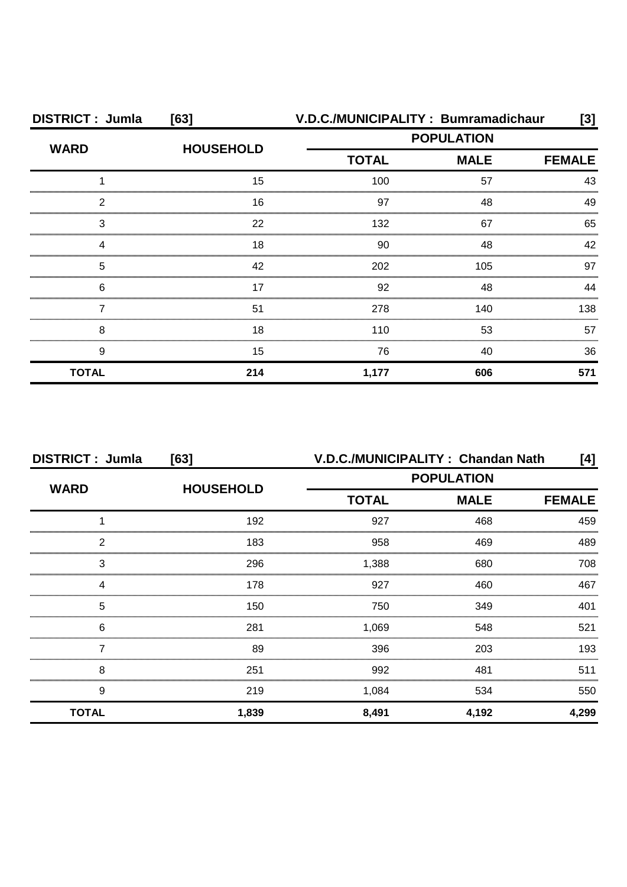**DISTRICT : Jumla [63] V.D.C./MUNICIPALITY : Bumramadichaur [3]**

| WARD | HOUSEHOLD | POPULATION | | |
|---|---|---|---|---|
| | | TOTAL | MALE | FEMALE |
| 1 | 15 | 100 | 57 | 43 |
| 2 | 16 | 97 | 48 | 49 |
| 3 | 22 | 132 | 67 | 65 |
| 4 | 18 | 90 | 48 | 42 |
| 5 | 42 | 202 | 105 | 97 |
| 6 | 17 | 92 | 48 | 44 |
| 7 | 51 | 278 | 140 | 138 |
| 8 | 18 | 110 | 53 | 57 |
| 9 | 15 | 76 | 40 | 36 |
| **TOTAL** | **214** | **1,177** | **606** | **571** |

**DISTRICT : Jumla [63] V.D.C./MUNICIPALITY : Chandan Nath [4]**

| WARD | HOUSEHOLD | POPULATION | | |
|---|---|---|---|---|
| | | TOTAL | MALE | FEMALE |
| 1 | 192 | 927 | 468 | 459 |
| 2 | 183 | 958 | 469 | 489 |
| 3 | 296 | 1,388 | 680 | 708 |
| 4 | 178 | 927 | 460 | 467 |
| 5 | 150 | 750 | 349 | 401 |
| 6 | 281 | 1,069 | 548 | 521 |
| 7 | 89 | 396 | 203 | 193 |
| 8 | 251 | 992 | 481 | 511 |
| 9 | 219 | 1,084 | 534 | 550 |
| **TOTAL** | **1,839** | **8,491** | **4,192** | **4,299** |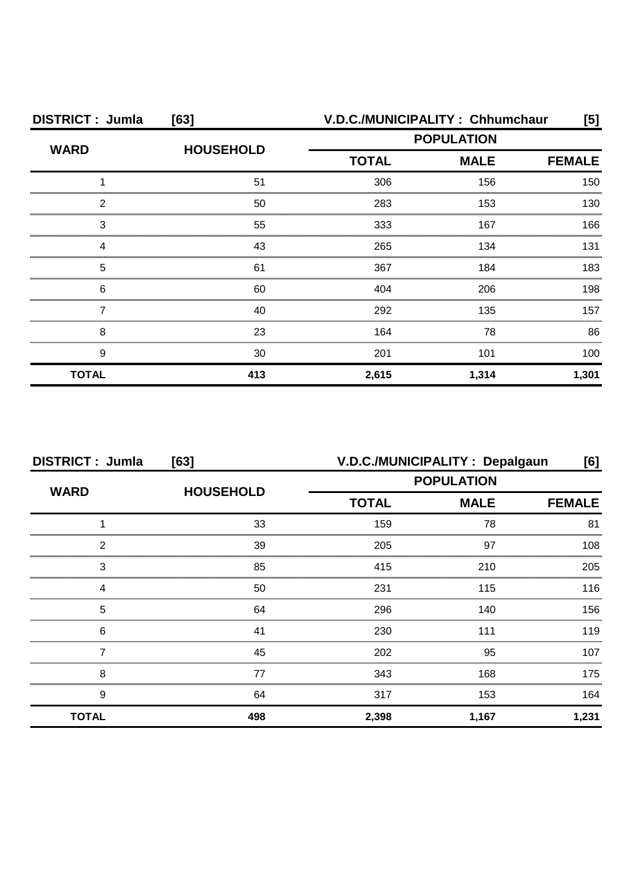**DISTRICT : Jumla [63] V.D.C./MUNICIPALITY : Chhumchaur [5]**

| WARD | HOUSEHOLD | POPULATION | | |
|---|---|---|---|---|
| | | TOTAL | MALE | FEMALE |
| 1 | 51 | 306 | 156 | 150 |
| 2 | 50 | 283 | 153 | 130 |
| 3 | 55 | 333 | 167 | 166 |
| 4 | 43 | 265 | 134 | 131 |
| 5 | 61 | 367 | 184 | 183 |
| 6 | 60 | 404 | 206 | 198 |
| 7 | 40 | 292 | 135 | 157 |
| 8 | 23 | 164 | 78 | 86 |
| 9 | 30 | 201 | 101 | 100 |
| **TOTAL** | **413** | **2,615** | **1,314** | **1,301** |

**DISTRICT : Jumla [63] V.D.C./MUNICIPALITY : Depalgaun [6]**

| WARD | HOUSEHOLD | POPULATION | | |
|---|---|---|---|---|
| | | TOTAL | MALE | FEMALE |
| 1 | 33 | 159 | 78 | 81 |
| 2 | 39 | 205 | 97 | 108 |
| 3 | 85 | 415 | 210 | 205 |
| 4 | 50 | 231 | 115 | 116 |
| 5 | 64 | 296 | 140 | 156 |
| 6 | 41 | 230 | 111 | 119 |
| 7 | 45 | 202 | 95 | 107 |
| 8 | 77 | 343 | 168 | 175 |
| 9 | 64 | 317 | 153 | 164 |
| **TOTAL** | **498** | **2,398** | **1,167** | **1,231** |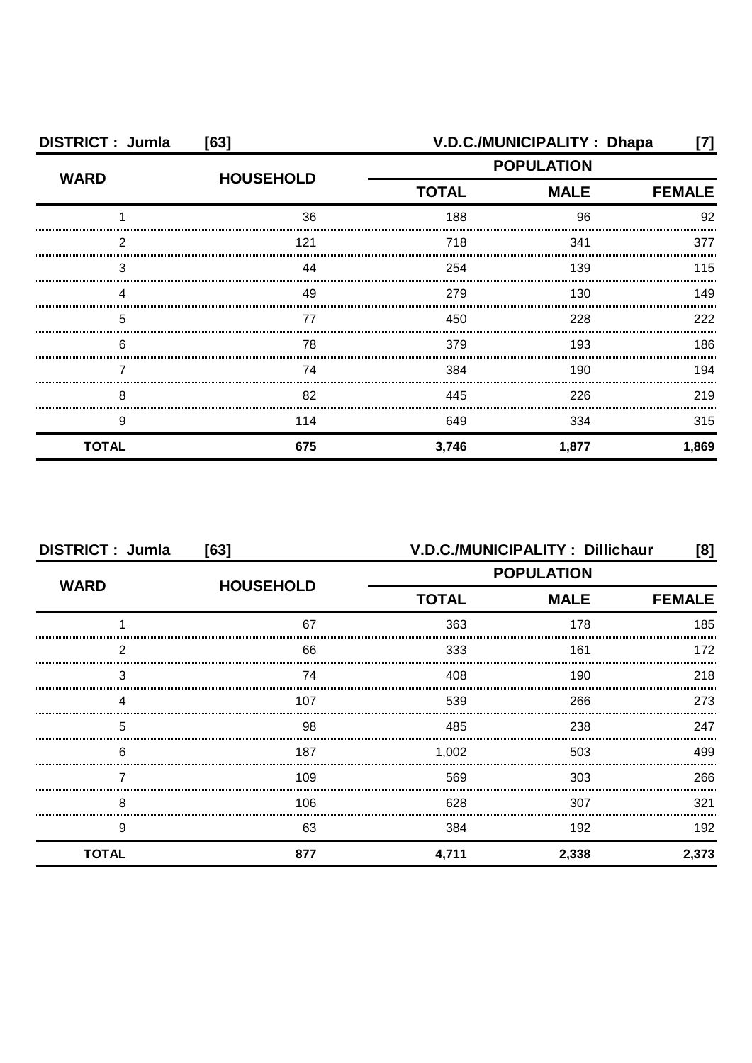**DISTRICT : Jumla [63]** **V.D.C./MUNICIPALITY : Dhapa [7]**

| WARD | HOUSEHOLD | POPULATION | | |
|---|---|---|---|---|
| | | TOTAL | MALE | FEMALE |
| 1 | 36 | 188 | 96 | 92 |
| 2 | 121 | 718 | 341 | 377 |
| 3 | 44 | 254 | 139 | 115 |
| 4 | 49 | 279 | 130 | 149 |
| 5 | 77 | 450 | 228 | 222 |
| 6 | 78 | 379 | 193 | 186 |
| 7 | 74 | 384 | 190 | 194 |
| 8 | 82 | 445 | 226 | 219 |
| 9 | 114 | 649 | 334 | 315 |
| **TOTAL** | **675** | **3,746** | **1,877** | **1,869** |

**DISTRICT : Jumla [63]** **V.D.C./MUNICIPALITY : Dillichaur [8]**

| WARD | HOUSEHOLD | POPULATION | | |
|---|---|---|---|---|
| | | TOTAL | MALE | FEMALE |
| 1 | 67 | 363 | 178 | 185 |
| 2 | 66 | 333 | 161 | 172 |
| 3 | 74 | 408 | 190 | 218 |
| 4 | 107 | 539 | 266 | 273 |
| 5 | 98 | 485 | 238 | 247 |
| 6 | 187 | 1,002 | 503 | 499 |
| 7 | 109 | 569 | 303 | 266 |
| 8 | 106 | 628 | 307 | 321 |
| 9 | 63 | 384 | 192 | 192 |
| **TOTAL** | **877** | **4,711** | **2,338** | **2,373** |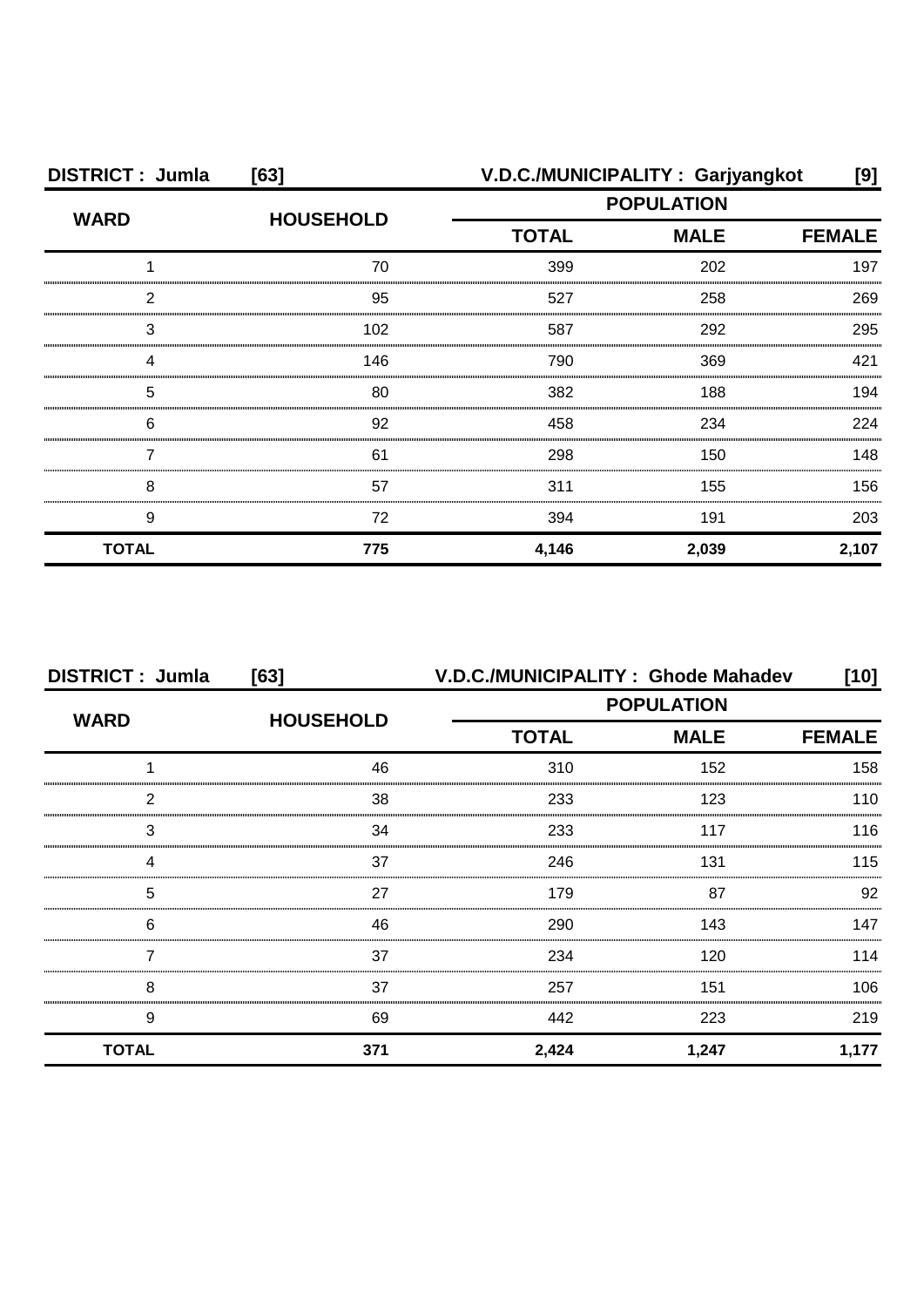| DISTRICT : Jumla | [63] | V.D.C./MUNICIPALITY : Garjyangkot | | [9] |
|---|---|---|---|---|
| WARD | HOUSEHOLD | POPULATION | | |
| | | TOTAL | MALE | FEMALE |
| 1 | 70 | 399 | 202 | 197 |
| 2 | 95 | 527 | 258 | 269 |
| 3 | 102 | 587 | 292 | 295 |
| 4 | 146 | 790 | 369 | 421 |
| 5 | 80 | 382 | 188 | 194 |
| 6 | 92 | 458 | 234 | 224 |
| 7 | 61 | 298 | 150 | 148 |
| 8 | 57 | 311 | 155 | 156 |
| 9 | 72 | 394 | 191 | 203 |
| **TOTAL** | **775** | **4,146** | **2,039** | **2,107** |

| DISTRICT : Jumla | [63] | V.D.C./MUNICIPALITY : Ghode Mahadev | | [10] |
|---|---|---|---|---|
| WARD | HOUSEHOLD | POPULATION | | |
| | | TOTAL | MALE | FEMALE |
| 1 | 46 | 310 | 152 | 158 |
| 2 | 38 | 233 | 123 | 110 |
| 3 | 34 | 233 | 117 | 116 |
| 4 | 37 | 246 | 131 | 115 |
| 5 | 27 | 179 | 87 | 92 |
| 6 | 46 | 290 | 143 | 147 |
| 7 | 37 | 234 | 120 | 114 |
| 8 | 37 | 257 | 151 | 106 |
| 9 | 69 | 442 | 223 | 219 |
| **TOTAL** | **371** | **2,424** | **1,247** | **1,177** |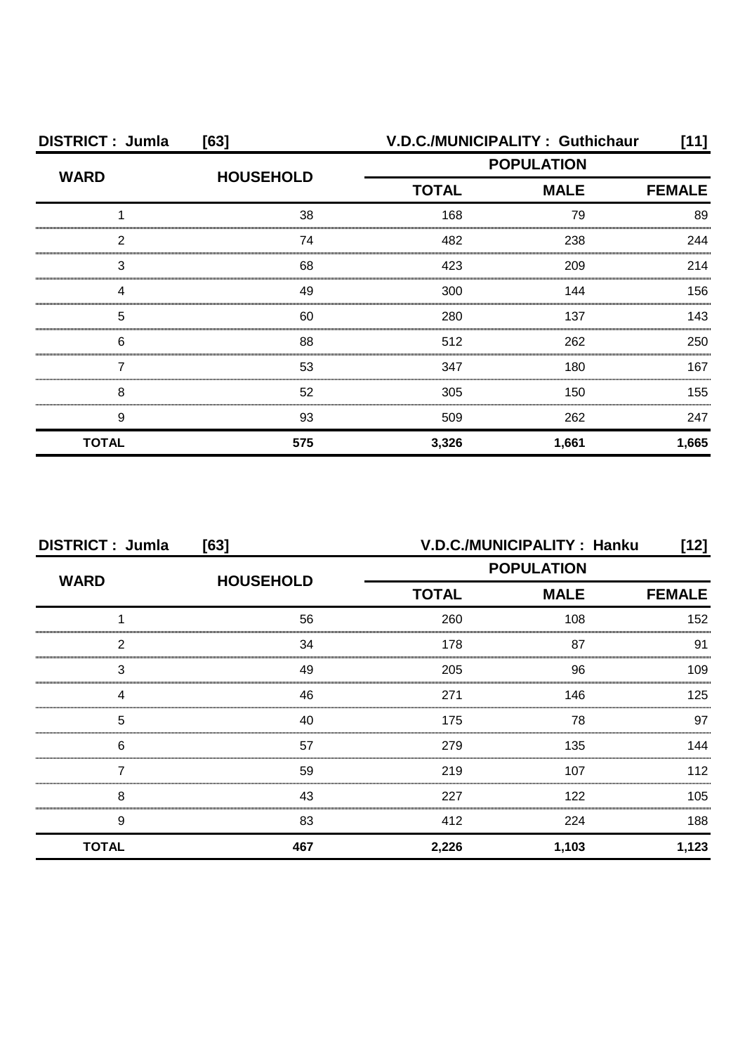**DISTRICT : Jumla [63] V.D.C./MUNICIPALITY : Guthichaur [11]**

| WARD | HOUSEHOLD | POPULATION | | |
|---|---|---|---|---|
| | | TOTAL | MALE | FEMALE |
| 1 | 38 | 168 | 79 | 89 |
| 2 | 74 | 482 | 238 | 244 |
| 3 | 68 | 423 | 209 | 214 |
| 4 | 49 | 300 | 144 | 156 |
| 5 | 60 | 280 | 137 | 143 |
| 6 | 88 | 512 | 262 | 250 |
| 7 | 53 | 347 | 180 | 167 |
| 8 | 52 | 305 | 150 | 155 |
| 9 | 93 | 509 | 262 | 247 |
| **TOTAL** | **575** | **3,326** | **1,661** | **1,665** |

**DISTRICT : Jumla [63] V.D.C./MUNICIPALITY : Hanku [12]**

| WARD | HOUSEHOLD | POPULATION | | |
|---|---|---|---|---|
| | | TOTAL | MALE | FEMALE |
| 1 | 56 | 260 | 108 | 152 |
| 2 | 34 | 178 | 87 | 91 |
| 3 | 49 | 205 | 96 | 109 |
| 4 | 46 | 271 | 146 | 125 |
| 5 | 40 | 175 | 78 | 97 |
| 6 | 57 | 279 | 135 | 144 |
| 7 | 59 | 219 | 107 | 112 |
| 8 | 43 | 227 | 122 | 105 |
| 9 | 83 | 412 | 224 | 188 |
| **TOTAL** | **467** | **2,226** | **1,103** | **1,123** |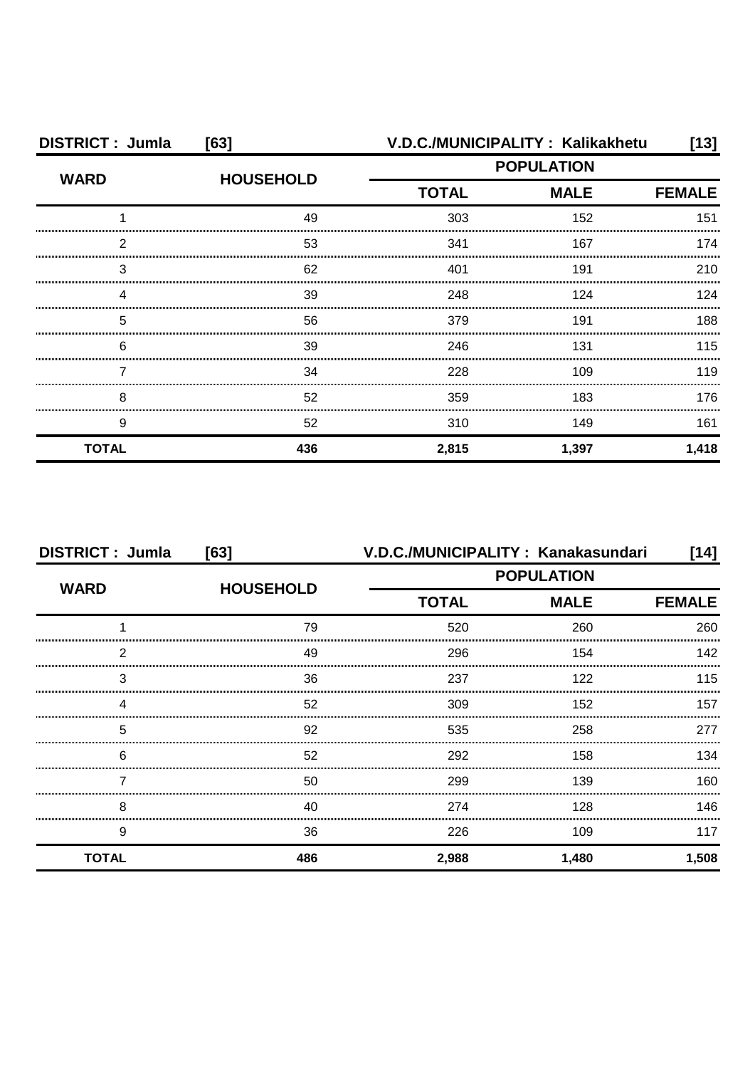| DISTRICT : Jumla | [63] | V.D.C./MUNICIPALITY : Kalikakhetu | | [13] |
|---|---|---|---|---|
| WARD | HOUSEHOLD | POPULATION | | |
| | | TOTAL | MALE | FEMALE |
| 1 | 49 | 303 | 152 | 151 |
| 2 | 53 | 341 | 167 | 174 |
| 3 | 62 | 401 | 191 | 210 |
| 4 | 39 | 248 | 124 | 124 |
| 5 | 56 | 379 | 191 | 188 |
| 6 | 39 | 246 | 131 | 115 |
| 7 | 34 | 228 | 109 | 119 |
| 8 | 52 | 359 | 183 | 176 |
| 9 | 52 | 310 | 149 | 161 |
| **TOTAL** | **436** | **2,815** | **1,397** | **1,418** |

| DISTRICT : Jumla | [63] | V.D.C./MUNICIPALITY : Kanakasundari | | [14] |
|---|---|---|---|---|
| WARD | HOUSEHOLD | POPULATION | | |
| | | TOTAL | MALE | FEMALE |
| 1 | 79 | 520 | 260 | 260 |
| 2 | 49 | 296 | 154 | 142 |
| 3 | 36 | 237 | 122 | 115 |
| 4 | 52 | 309 | 152 | 157 |
| 5 | 92 | 535 | 258 | 277 |
| 6 | 52 | 292 | 158 | 134 |
| 7 | 50 | 299 | 139 | 160 |
| 8 | 40 | 274 | 128 | 146 |
| 9 | 36 | 226 | 109 | 117 |
| **TOTAL** | **486** | **2,988** | **1,480** | **1,508** |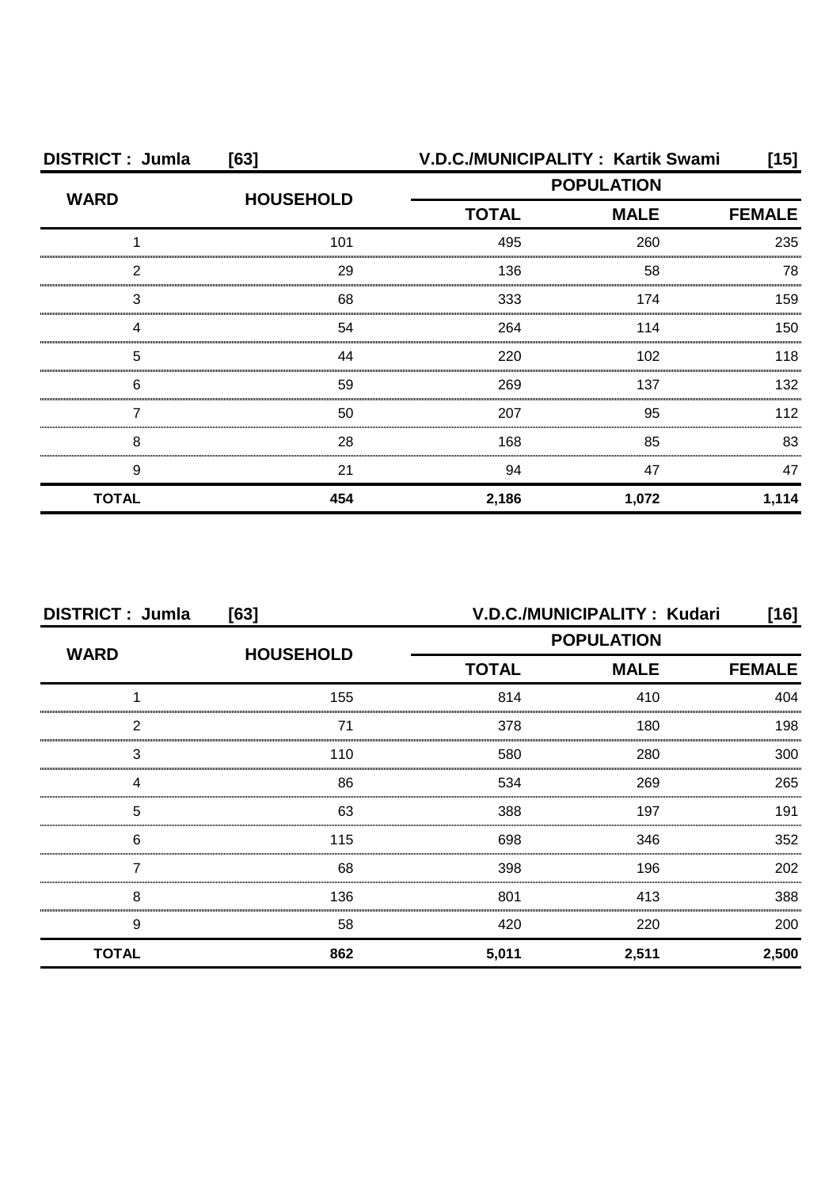**DISTRICT : Jumla [63] V.D.C./MUNICIPALITY : Kartik Swami [15]**

| WARD | HOUSEHOLD | POPULATION | | |
|---|---|---|---|---|
| | | TOTAL | MALE | FEMALE |
| 1 | 101 | 495 | 260 | 235 |
| 2 | 29 | 136 | 58 | 78 |
| 3 | 68 | 333 | 174 | 159 |
| 4 | 54 | 264 | 114 | 150 |
| 5 | 44 | 220 | 102 | 118 |
| 6 | 59 | 269 | 137 | 132 |
| 7 | 50 | 207 | 95 | 112 |
| 8 | 28 | 168 | 85 | 83 |
| 9 | 21 | 94 | 47 | 47 |
| **TOTAL** | **454** | **2,186** | **1,072** | **1,114** |

**DISTRICT : Jumla [63] V.D.C./MUNICIPALITY : Kudari [16]**

| WARD | HOUSEHOLD | POPULATION | | |
|---|---|---|---|---|
| | | TOTAL | MALE | FEMALE |
| 1 | 155 | 814 | 410 | 404 |
| 2 | 71 | 378 | 180 | 198 |
| 3 | 110 | 580 | 280 | 300 |
| 4 | 86 | 534 | 269 | 265 |
| 5 | 63 | 388 | 197 | 191 |
| 6 | 115 | 698 | 346 | 352 |
| 7 | 68 | 398 | 196 | 202 |
| 8 | 136 | 801 | 413 | 388 |
| 9 | 58 | 420 | 220 | 200 |
| **TOTAL** | **862** | **5,011** | **2,511** | **2,500** |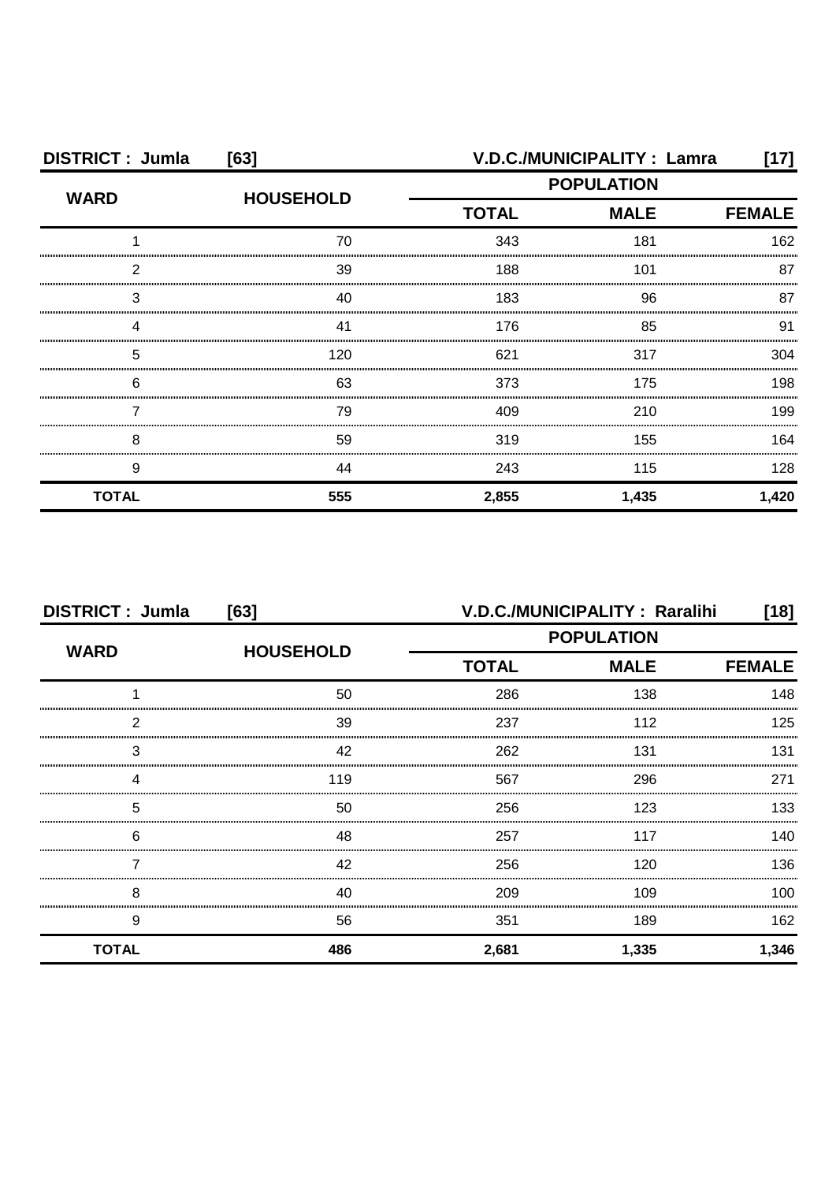| DISTRICT : Jumla | [63] | V.D.C./MUNICIPALITY : Lamra | | [17] |
|---|---|---|---|---|
| WARD | HOUSEHOLD | POPULATION | | |
| | | TOTAL | MALE | FEMALE |
| 1 | 70 | 343 | 181 | 162 |
| 2 | 39 | 188 | 101 | 87 |
| 3 | 40 | 183 | 96 | 87 |
| 4 | 41 | 176 | 85 | 91 |
| 5 | 120 | 621 | 317 | 304 |
| 6 | 63 | 373 | 175 | 198 |
| 7 | 79 | 409 | 210 | 199 |
| 8 | 59 | 319 | 155 | 164 |
| 9 | 44 | 243 | 115 | 128 |
| **TOTAL** | **555** | **2,855** | **1,435** | **1,420** |

| DISTRICT : Jumla | [63] | V.D.C./MUNICIPALITY : Raralihi | | [18] |
|---|---|---|---|---|
| WARD | HOUSEHOLD | POPULATION | | |
| | | TOTAL | MALE | FEMALE |
| 1 | 50 | 286 | 138 | 148 |
| 2 | 39 | 237 | 112 | 125 |
| 3 | 42 | 262 | 131 | 131 |
| 4 | 119 | 567 | 296 | 271 |
| 5 | 50 | 256 | 123 | 133 |
| 6 | 48 | 257 | 117 | 140 |
| 7 | 42 | 256 | 120 | 136 |
| 8 | 40 | 209 | 109 | 100 |
| 9 | 56 | 351 | 189 | 162 |
| **TOTAL** | **486** | **2,681** | **1,335** | **1,346** |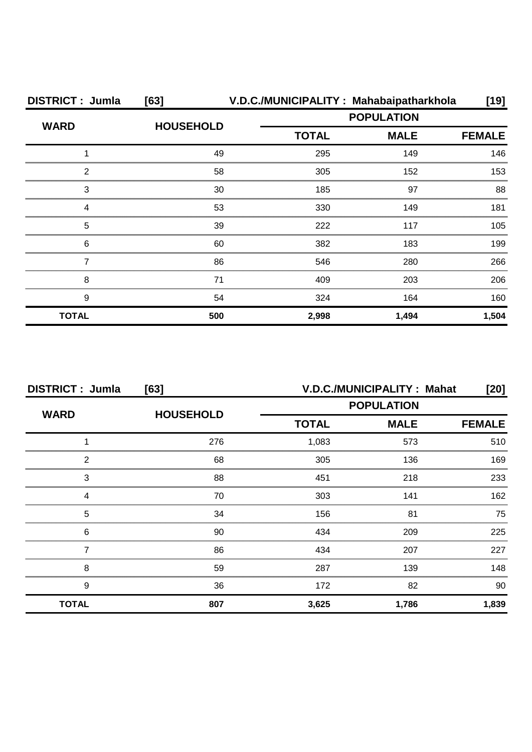**DISTRICT : Jumla [63] V.D.C./MUNICIPALITY : Mahabaipatharkhola [19]**

| WARD | HOUSEHOLD | POPULATION | | |
|---|---|---|---|---|
| | | TOTAL | MALE | FEMALE |
| 1 | 49 | 295 | 149 | 146 |
| 2 | 58 | 305 | 152 | 153 |
| 3 | 30 | 185 | 97 | 88 |
| 4 | 53 | 330 | 149 | 181 |
| 5 | 39 | 222 | 117 | 105 |
| 6 | 60 | 382 | 183 | 199 |
| 7 | 86 | 546 | 280 | 266 |
| 8 | 71 | 409 | 203 | 206 |
| 9 | 54 | 324 | 164 | 160 |
| **TOTAL** | **500** | **2,998** | **1,494** | **1,504** |

**DISTRICT : Jumla [63] V.D.C./MUNICIPALITY : Mahat [20]**

| WARD | HOUSEHOLD | POPULATION | | |
|---|---|---|---|---|
| | | TOTAL | MALE | FEMALE |
| 1 | 276 | 1,083 | 573 | 510 |
| 2 | 68 | 305 | 136 | 169 |
| 3 | 88 | 451 | 218 | 233 |
| 4 | 70 | 303 | 141 | 162 |
| 5 | 34 | 156 | 81 | 75 |
| 6 | 90 | 434 | 209 | 225 |
| 7 | 86 | 434 | 207 | 227 |
| 8 | 59 | 287 | 139 | 148 |
| 9 | 36 | 172 | 82 | 90 |
| **TOTAL** | **807** | **3,625** | **1,786** | **1,839** |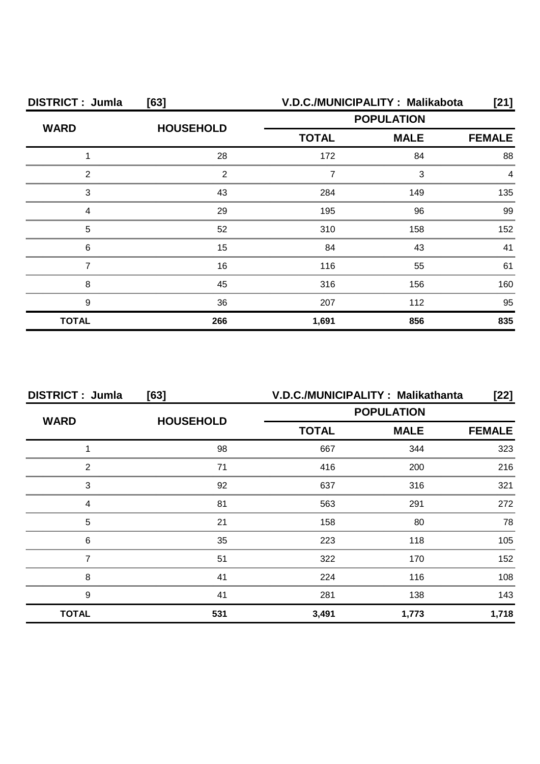**DISTRICT : Jumla [63]** **V.D.C./MUNICIPALITY : Malikabota [21]**

| WARD | HOUSEHOLD | POPULATION | | |
|---|---|---|---|---|
| | | TOTAL | MALE | FEMALE |
| 1 | 28 | 172 | 84 | 88 |
| 2 | 2 | 7 | 3 | 4 |
| 3 | 43 | 284 | 149 | 135 |
| 4 | 29 | 195 | 96 | 99 |
| 5 | 52 | 310 | 158 | 152 |
| 6 | 15 | 84 | 43 | 41 |
| 7 | 16 | 116 | 55 | 61 |
| 8 | 45 | 316 | 156 | 160 |
| 9 | 36 | 207 | 112 | 95 |
| **TOTAL** | **266** | **1,691** | **856** | **835** |

**DISTRICT : Jumla [63]** **V.D.C./MUNICIPALITY : Malikathanta [22]**

| WARD | HOUSEHOLD | POPULATION | | |
|---|---|---|---|---|
| | | TOTAL | MALE | FEMALE |
| 1 | 98 | 667 | 344 | 323 |
| 2 | 71 | 416 | 200 | 216 |
| 3 | 92 | 637 | 316 | 321 |
| 4 | 81 | 563 | 291 | 272 |
| 5 | 21 | 158 | 80 | 78 |
| 6 | 35 | 223 | 118 | 105 |
| 7 | 51 | 322 | 170 | 152 |
| 8 | 41 | 224 | 116 | 108 |
| 9 | 41 | 281 | 138 | 143 |
| **TOTAL** | **531** | **3,491** | **1,773** | **1,718** |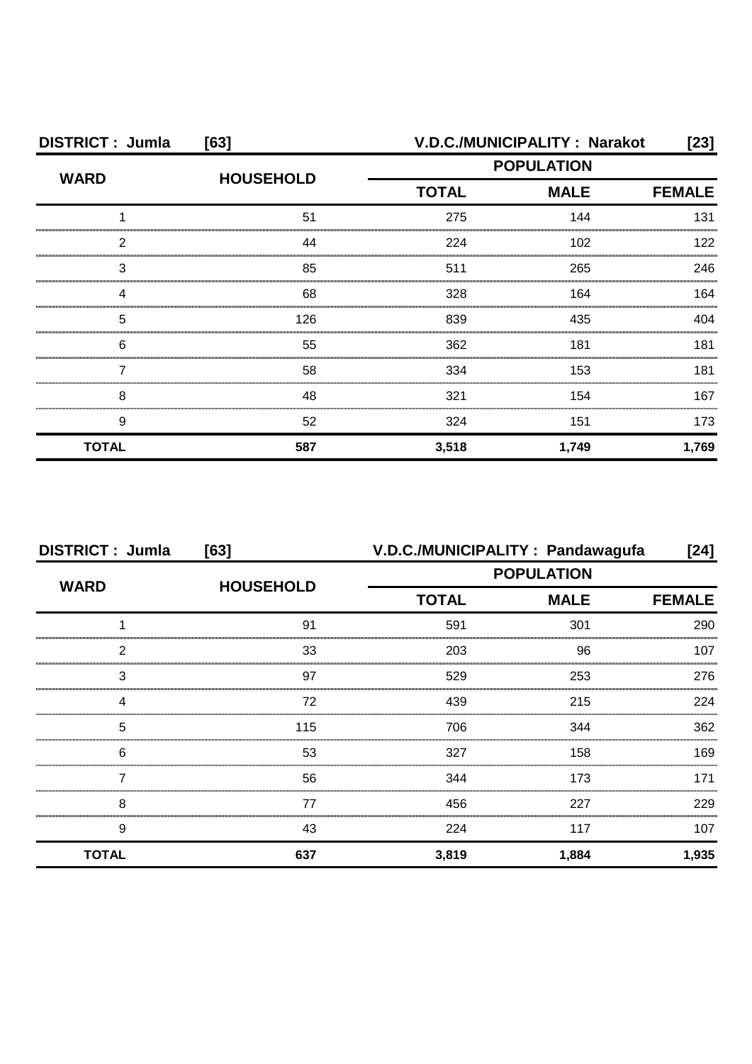**DISTRICT : Jumla [63]** **V.D.C./MUNICIPALITY : Narakot [23]**

| WARD | HOUSEHOLD | POPULATION | | |
|---|---|---|---|---|
| | | TOTAL | MALE | FEMALE |
| 1 | 51 | 275 | 144 | 131 |
| 2 | 44 | 224 | 102 | 122 |
| 3 | 85 | 511 | 265 | 246 |
| 4 | 68 | 328 | 164 | 164 |
| 5 | 126 | 839 | 435 | 404 |
| 6 | 55 | 362 | 181 | 181 |
| 7 | 58 | 334 | 153 | 181 |
| 8 | 48 | 321 | 154 | 167 |
| 9 | 52 | 324 | 151 | 173 |
| **TOTAL** | **587** | **3,518** | **1,749** | **1,769** |

**DISTRICT : Jumla [63]** **V.D.C./MUNICIPALITY : Pandawagufa [24]**

| WARD | HOUSEHOLD | POPULATION | | |
|---|---|---|---|---|
| | | TOTAL | MALE | FEMALE |
| 1 | 91 | 591 | 301 | 290 |
| 2 | 33 | 203 | 96 | 107 |
| 3 | 97 | 529 | 253 | 276 |
| 4 | 72 | 439 | 215 | 224 |
| 5 | 115 | 706 | 344 | 362 |
| 6 | 53 | 327 | 158 | 169 |
| 7 | 56 | 344 | 173 | 171 |
| 8 | 77 | 456 | 227 | 229 |
| 9 | 43 | 224 | 117 | 107 |
| **TOTAL** | **637** | **3,819** | **1,884** | **1,935** |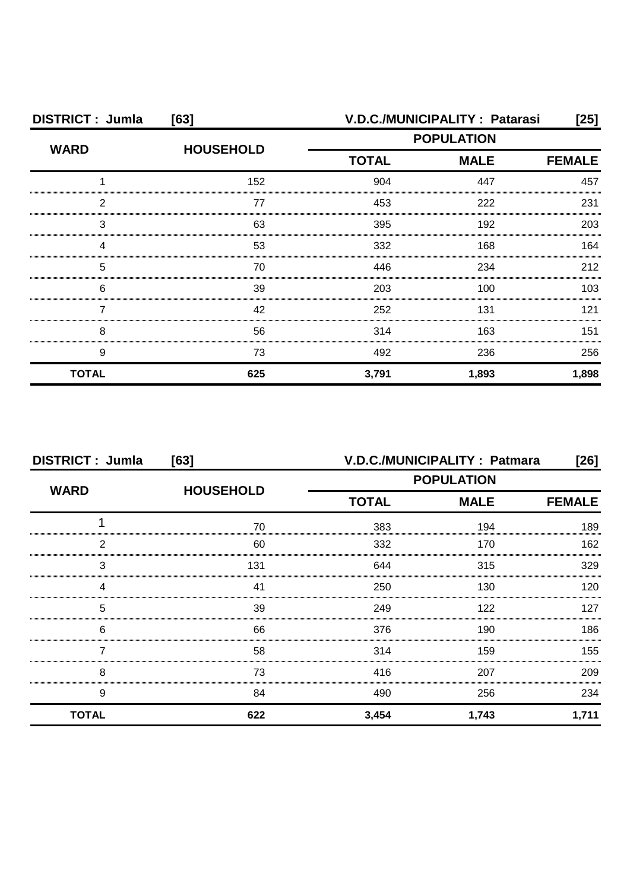**DISTRICT : Jumla [63]** **V.D.C./MUNICIPALITY : Patarasi [25]**

| WARD | HOUSEHOLD | POPULATION | | |
|---|---|---|---|---|
| | | TOTAL | MALE | FEMALE |
| 1 | 152 | 904 | 447 | 457 |
| 2 | 77 | 453 | 222 | 231 |
| 3 | 63 | 395 | 192 | 203 |
| 4 | 53 | 332 | 168 | 164 |
| 5 | 70 | 446 | 234 | 212 |
| 6 | 39 | 203 | 100 | 103 |
| 7 | 42 | 252 | 131 | 121 |
| 8 | 56 | 314 | 163 | 151 |
| 9 | 73 | 492 | 236 | 256 |
| **TOTAL** | **625** | **3,791** | **1,893** | **1,898** |

**DISTRICT : Jumla [63]** **V.D.C./MUNICIPALITY : Patmara [26]**

| WARD | HOUSEHOLD | POPULATION | | |
|---|---|---|---|---|
| | | TOTAL | MALE | FEMALE |
| 1 | 70 | 383 | 194 | 189 |
| 2 | 60 | 332 | 170 | 162 |
| 3 | 131 | 644 | 315 | 329 |
| 4 | 41 | 250 | 130 | 120 |
| 5 | 39 | 249 | 122 | 127 |
| 6 | 66 | 376 | 190 | 186 |
| 7 | 58 | 314 | 159 | 155 |
| 8 | 73 | 416 | 207 | 209 |
| 9 | 84 | 490 | 256 | 234 |
| **TOTAL** | **622** | **3,454** | **1,743** | **1,711** |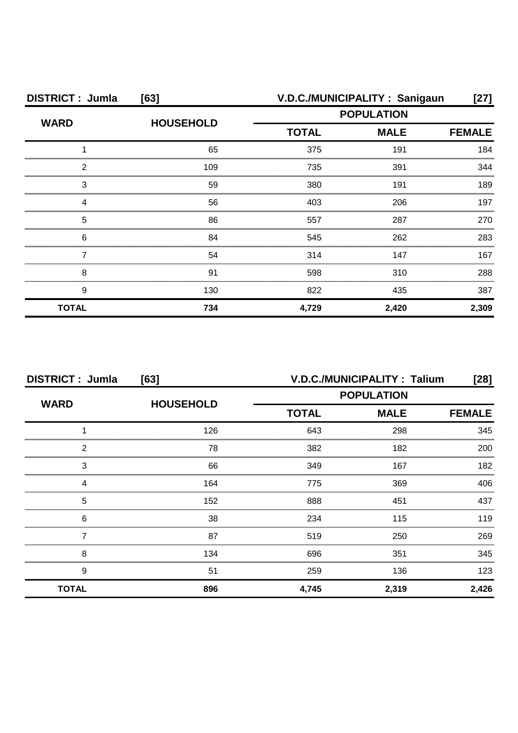**DISTRICT : Jumla [63]** **V.D.C./MUNICIPALITY : Sanigaun [27]**

| WARD | HOUSEHOLD | POPULATION | | |
|---|---|---|---|---|
| | | TOTAL | MALE | FEMALE |
| 1 | 65 | 375 | 191 | 184 |
| 2 | 109 | 735 | 391 | 344 |
| 3 | 59 | 380 | 191 | 189 |
| 4 | 56 | 403 | 206 | 197 |
| 5 | 86 | 557 | 287 | 270 |
| 6 | 84 | 545 | 262 | 283 |
| 7 | 54 | 314 | 147 | 167 |
| 8 | 91 | 598 | 310 | 288 |
| 9 | 130 | 822 | 435 | 387 |
| **TOTAL** | **734** | **4,729** | **2,420** | **2,309** |

**DISTRICT : Jumla [63]** **V.D.C./MUNICIPALITY : Talium [28]**

| WARD | HOUSEHOLD | POPULATION | | |
|---|---|---|---|---|
| | | TOTAL | MALE | FEMALE |
| 1 | 126 | 643 | 298 | 345 |
| 2 | 78 | 382 | 182 | 200 |
| 3 | 66 | 349 | 167 | 182 |
| 4 | 164 | 775 | 369 | 406 |
| 5 | 152 | 888 | 451 | 437 |
| 6 | 38 | 234 | 115 | 119 |
| 7 | 87 | 519 | 250 | 269 |
| 8 | 134 | 696 | 351 | 345 |
| 9 | 51 | 259 | 136 | 123 |
| **TOTAL** | **896** | **4,745** | **2,319** | **2,426** |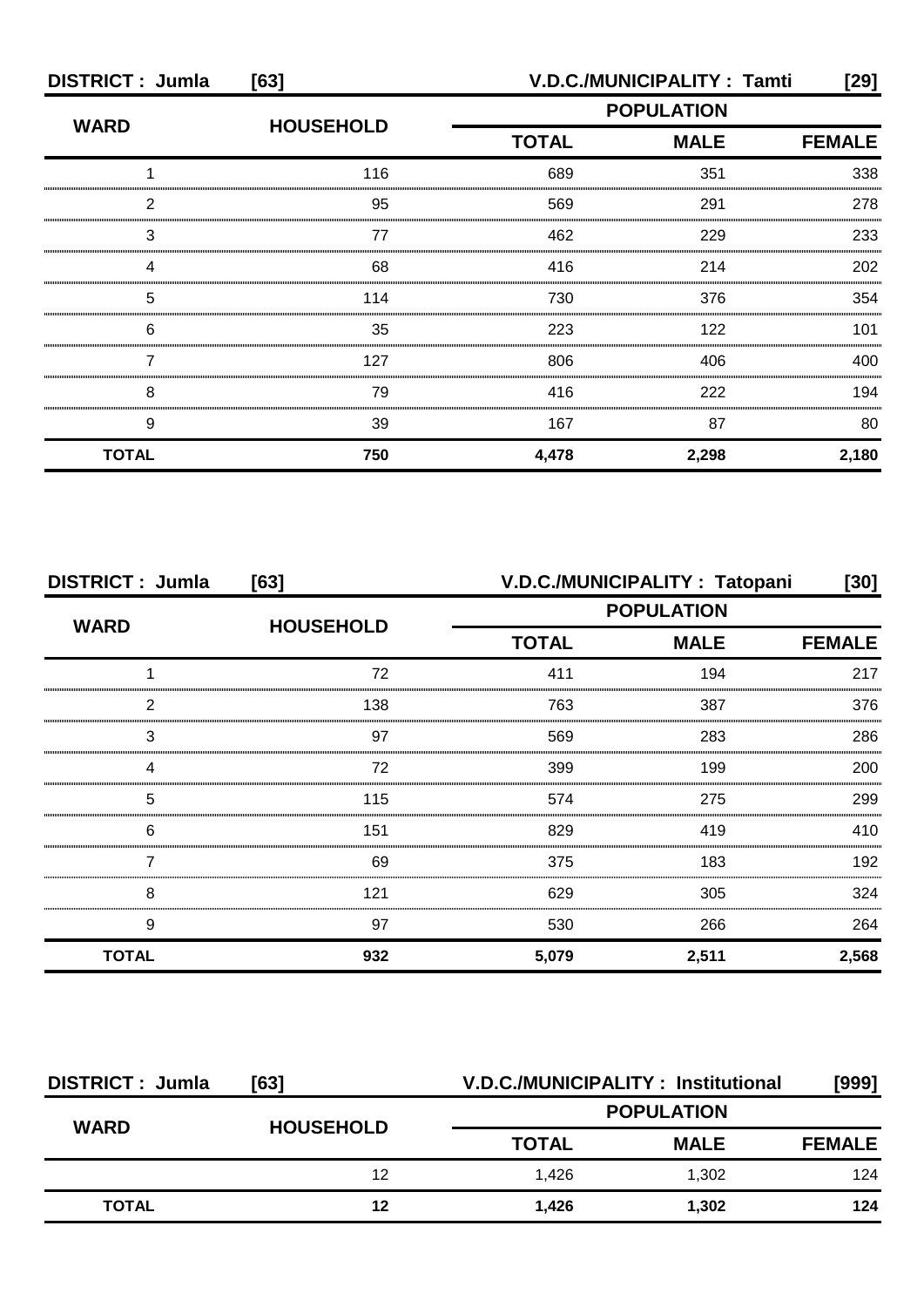**DISTRICT : Jumla [63] V.D.C./MUNICIPALITY : Tamti [29]**

| WARD | HOUSEHOLD | POPULATION | | |
|---|---|---|---|---|
| | | TOTAL | MALE | FEMALE |
| 1 | 116 | 689 | 351 | 338 |
| 2 | 95 | 569 | 291 | 278 |
| 3 | 77 | 462 | 229 | 233 |
| 4 | 68 | 416 | 214 | 202 |
| 5 | 114 | 730 | 376 | 354 |
| 6 | 35 | 223 | 122 | 101 |
| 7 | 127 | 806 | 406 | 400 |
| 8 | 79 | 416 | 222 | 194 |
| 9 | 39 | 167 | 87 | 80 |
| **TOTAL** | **750** | **4,478** | **2,298** | **2,180** |

**DISTRICT : Jumla [63] V.D.C./MUNICIPALITY : Tatopani [30]**

| WARD | HOUSEHOLD | POPULATION | | |
|---|---|---|---|---|
| | | TOTAL | MALE | FEMALE |
| 1 | 72 | 411 | 194 | 217 |
| 2 | 138 | 763 | 387 | 376 |
| 3 | 97 | 569 | 283 | 286 |
| 4 | 72 | 399 | 199 | 200 |
| 5 | 115 | 574 | 275 | 299 |
| 6 | 151 | 829 | 419 | 410 |
| 7 | 69 | 375 | 183 | 192 |
| 8 | 121 | 629 | 305 | 324 |
| 9 | 97 | 530 | 266 | 264 |
| **TOTAL** | **932** | **5,079** | **2,511** | **2,568** |

**DISTRICT : Jumla [63] V.D.C./MUNICIPALITY : Institutional [999]**

| WARD | HOUSEHOLD | POPULATION | | |
|---|---|---|---|---|
| | | TOTAL | MALE | FEMALE |
| | 12 | 1,426 | 1,302 | 124 |
| **TOTAL** | **12** | **1,426** | **1,302** | **124** |